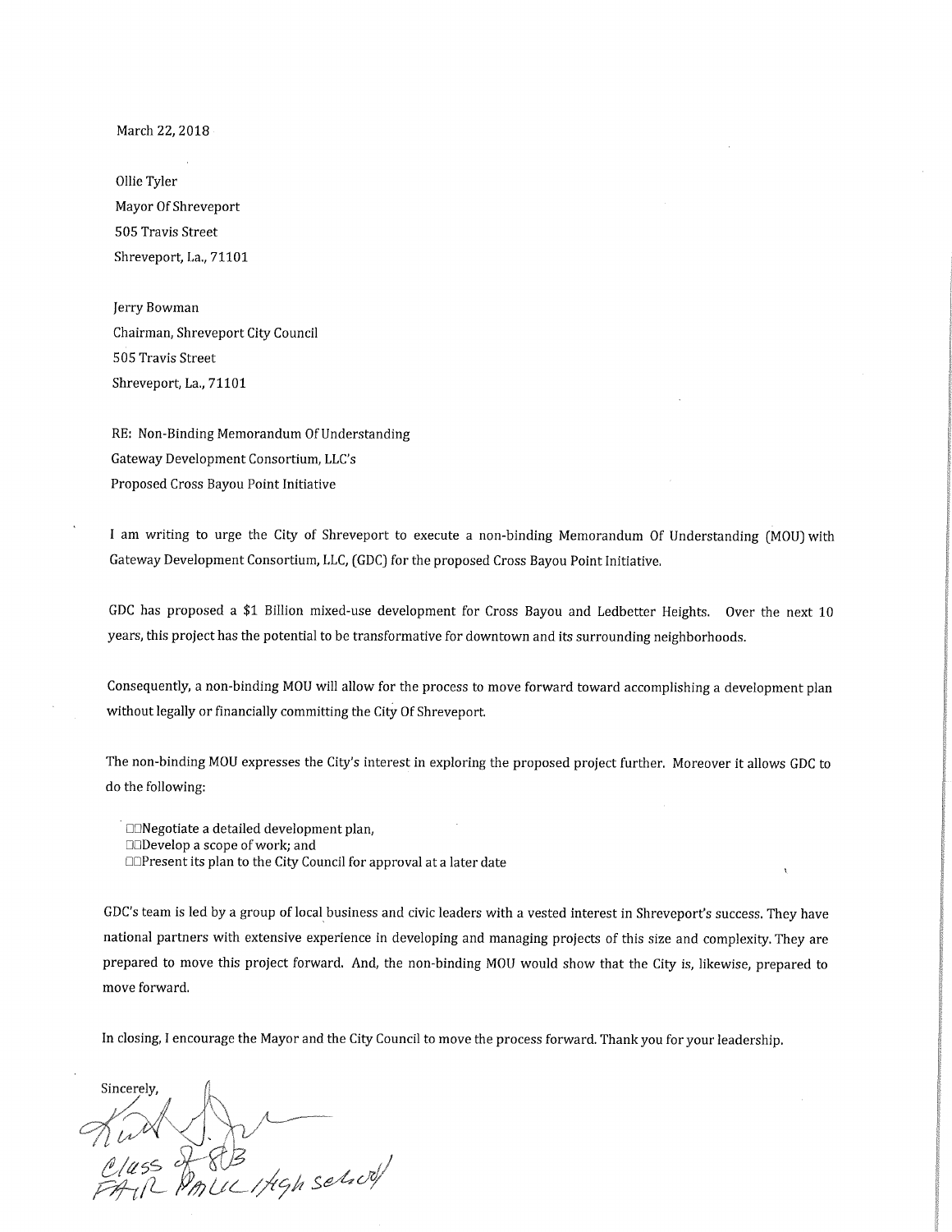March 22, 2018

Ollie Tyler
Mayor Of Shreveport
505 Travis Street
Shreveport, La., 71101

Jerry Bowman
Chairman, Shreveport City Council
505 Travis Street
Shreveport, La., 71101

RE: Non-Binding Memorandum Of Understanding
Gateway Development Consortium, LLC's
Proposed Cross Bayou Point Initiative

I am writing to urge the City of Shreveport to execute a non-binding Memorandum Of Understanding (MOU) with Gateway Development Consortium, LLC, (GDC) for the proposed Cross Bayou Point Initiative.

GDC has proposed a $1 Billion mixed-use development for Cross Bayou and Ledbetter Heights. Over the next 10 years, this project has the potential to be transformative for downtown and its surrounding neighborhoods.

Consequently, a non-binding MOU will allow for the process to move forward toward accomplishing a development plan without legally or financially committing the City Of Shreveport.

The non-binding MOU expresses the City's interest in exploring the proposed project further. Moreover it allows GDC to do the following:

- Negotiate a detailed development plan,
- Develop a scope of work; and
- Present its plan to the City Council for approval at a later date

GDC's team is led by a group of local business and civic leaders with a vested interest in Shreveport's success. They have national partners with extensive experience in developing and managing projects of this size and complexity. They are prepared to move this project forward. And, the non-binding MOU would show that the City is, likewise, prepared to move forward.

In closing, I encourage the Mayor and the City Council to move the process forward. Thank you for your leadership.

Sincerely,

Kurt S. [signature]
Class of 83
Fair Park High school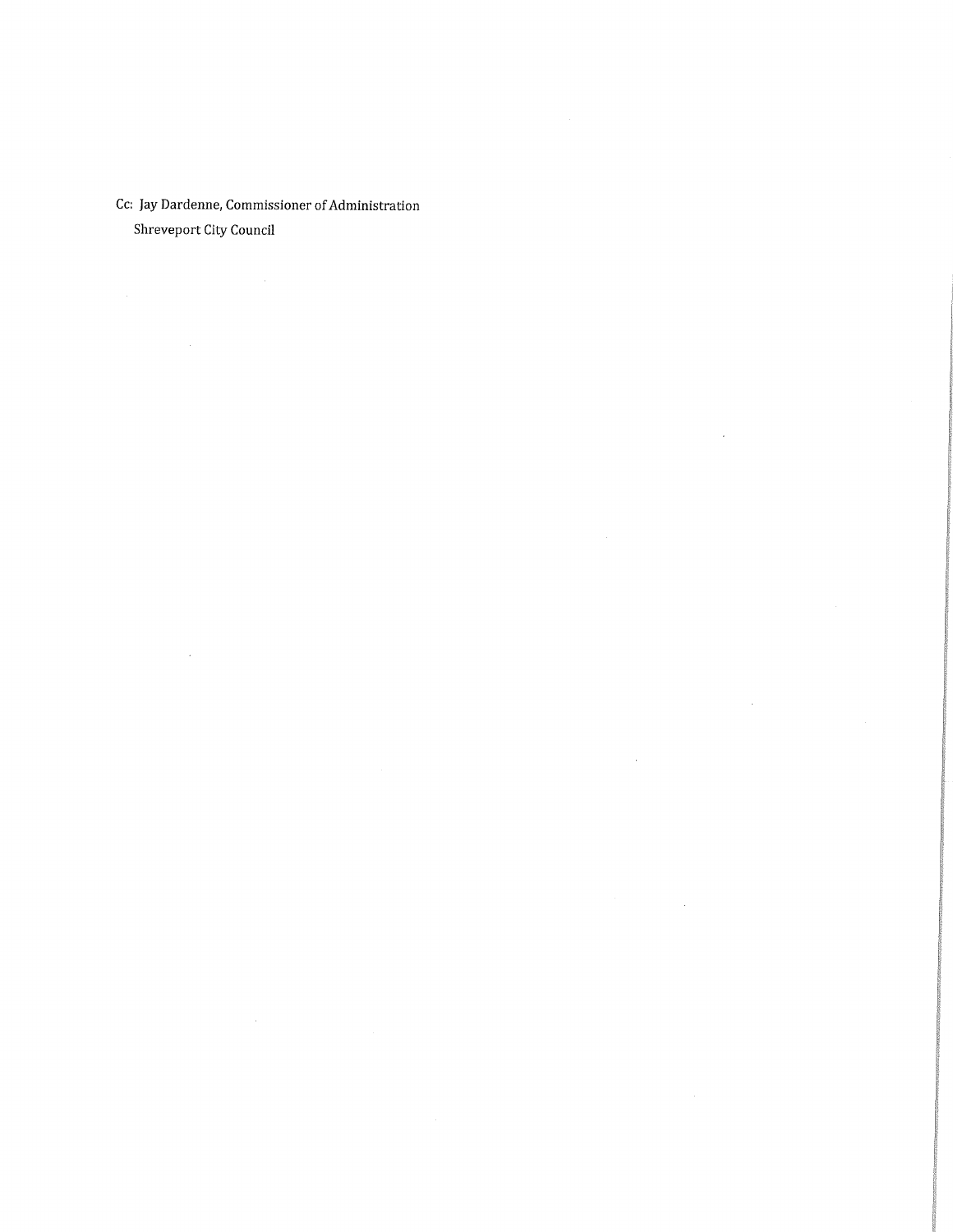Cc: Jay Dardenne, Commissioner of Administration

Shreveport City Council